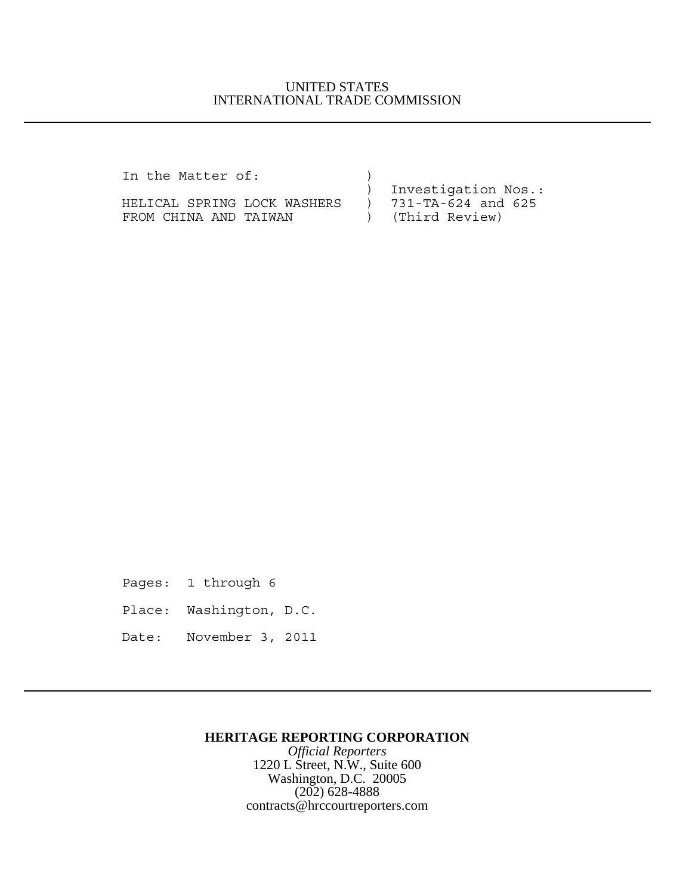UNITED STATES
INTERNATIONAL TRADE COMMISSION

---

```
In the Matter of:              )
                               )  Investigation Nos.:
HELICAL SPRING LOCK WASHERS    )  731-TA-624 and 625
FROM CHINA AND TAIWAN          )  (Third Review)
```

Pages: 1 through 6

Place: Washington, D.C.

Date: November 3, 2011

---

**HERITAGE REPORTING CORPORATION**
*Official Reporters*
1220 L Street, N.W., Suite 600
Washington, D.C. 20005
(202) 628-4888
contracts@hrccourtreporters.com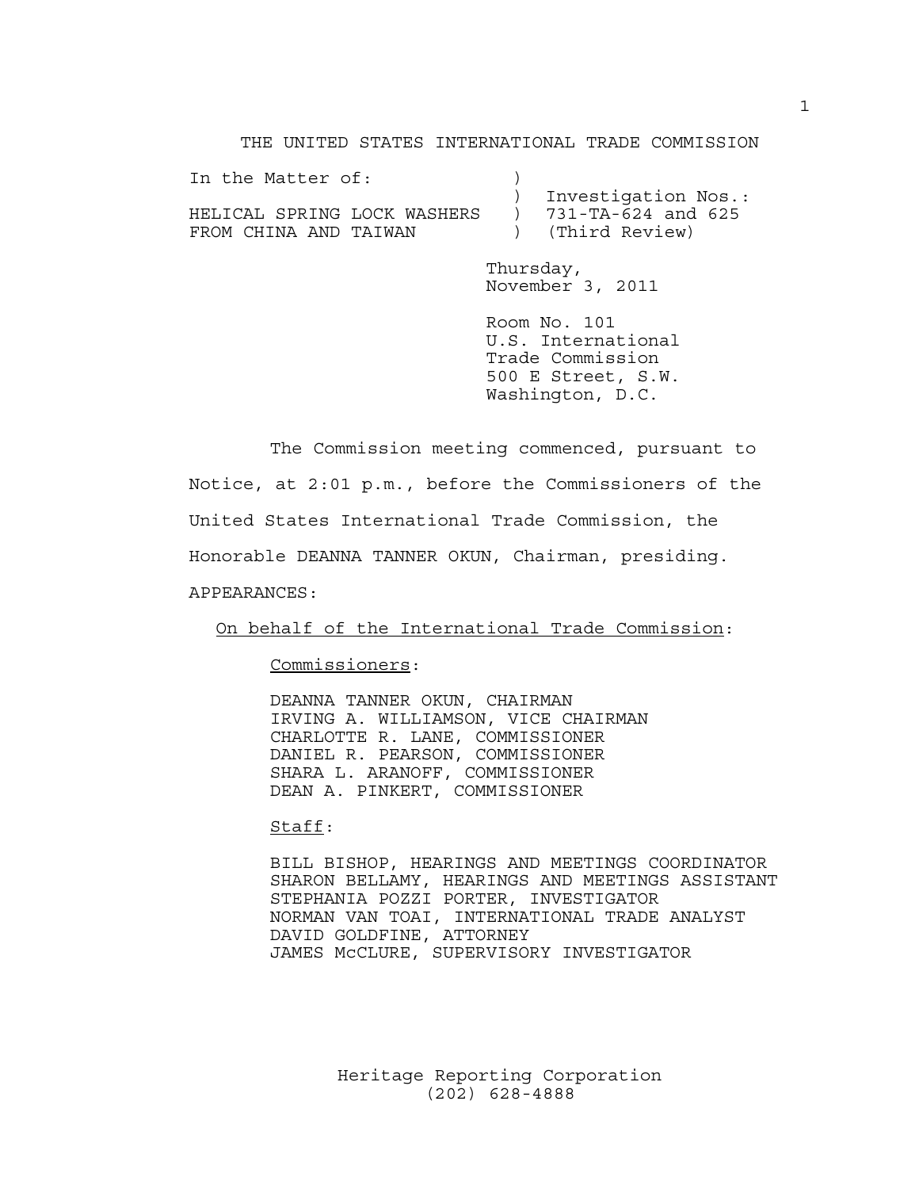THE UNITED STATES INTERNATIONAL TRADE COMMISSION

| | | |
|---|---|---|
| In the Matter of: | ) | |
| | ) | Investigation Nos.: |
| HELICAL SPRING LOCK WASHERS | ) | 731-TA-624 and 625 |
| FROM CHINA AND TAIWAN | ) | (Third Review) |

Thursday,
November 3, 2011

Room No. 101
U.S. International
Trade Commission
500 E Street, S.W.
Washington, D.C.

The Commission meeting commenced, pursuant to Notice, at 2:01 p.m., before the Commissioners of the United States International Trade Commission, the Honorable DEANNA TANNER OKUN, Chairman, presiding.

APPEARANCES:

On behalf of the International Trade Commission:

Commissioners:

DEANNA TANNER OKUN, CHAIRMAN
IRVING A. WILLIAMSON, VICE CHAIRMAN
CHARLOTTE R. LANE, COMMISSIONER
DANIEL R. PEARSON, COMMISSIONER
SHARA L. ARANOFF, COMMISSIONER
DEAN A. PINKERT, COMMISSIONER

Staff:

BILL BISHOP, HEARINGS AND MEETINGS COORDINATOR
SHARON BELLAMY, HEARINGS AND MEETINGS ASSISTANT
STEPHANIA POZZI PORTER, INVESTIGATOR
NORMAN VAN TOAI, INTERNATIONAL TRADE ANALYST
DAVID GOLDFINE, ATTORNEY
JAMES McCLURE, SUPERVISORY INVESTIGATOR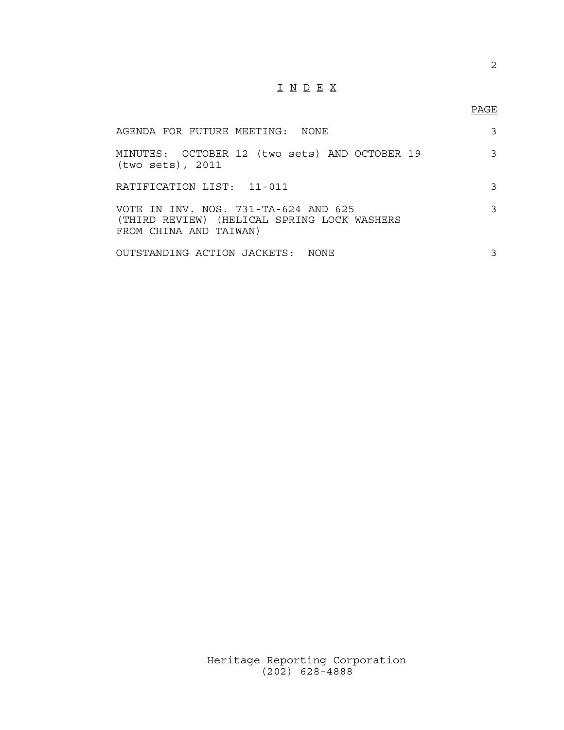# I N D E X

| | PAGE |
|---|---|
| AGENDA FOR FUTURE MEETING: NONE | 3 |
| MINUTES: OCTOBER 12 (two sets) AND OCTOBER 19 (two sets), 2011 | 3 |
| RATIFICATION LIST: 11-011 | 3 |
| VOTE IN INV. NOS. 731-TA-624 AND 625 (THIRD REVIEW) (HELICAL SPRING LOCK WASHERS FROM CHINA AND TAIWAN) | 3 |
| OUTSTANDING ACTION JACKETS: NONE | 3 |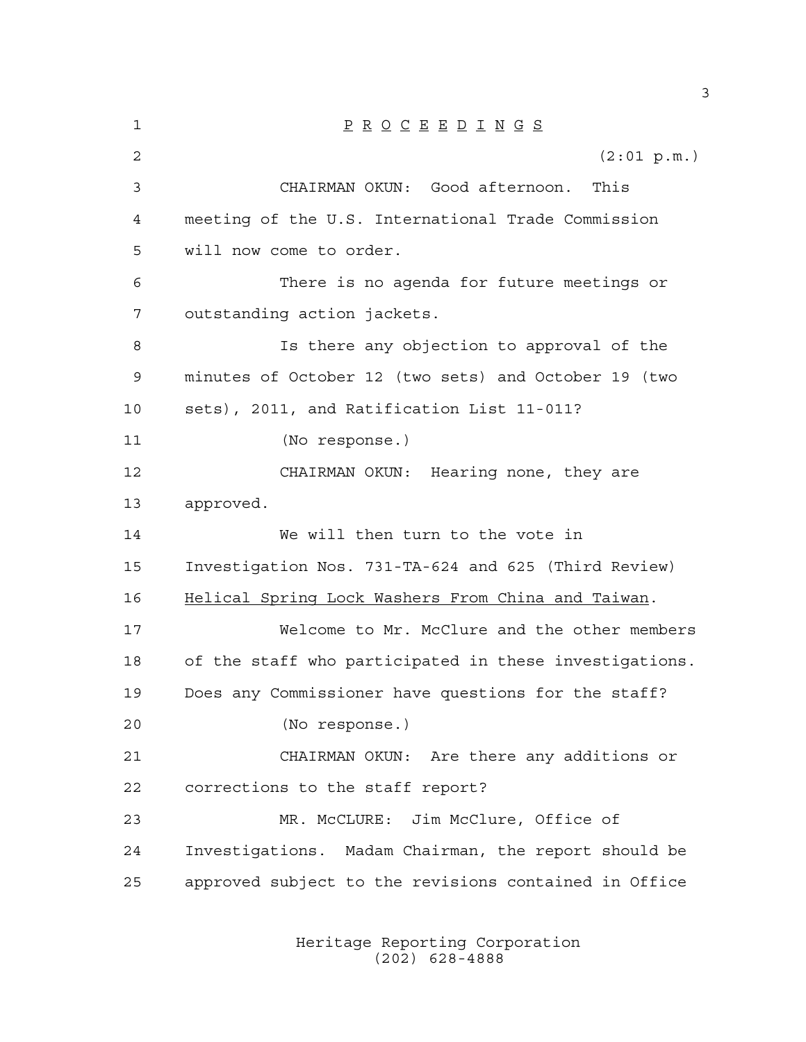P R O C E E D I N G S

(2:01 p.m.)

CHAIRMAN OKUN: Good afternoon. This meeting of the U.S. International Trade Commission will now come to order.

There is no agenda for future meetings or outstanding action jackets.

Is there any objection to approval of the minutes of October 12 (two sets) and October 19 (two sets), 2011, and Ratification List 11-011?

(No response.)

CHAIRMAN OKUN: Hearing none, they are approved.

We will then turn to the vote in Investigation Nos. 731-TA-624 and 625 (Third Review) Helical Spring Lock Washers From China and Taiwan.

Welcome to Mr. McClure and the other members of the staff who participated in these investigations. Does any Commissioner have questions for the staff?

(No response.)

CHAIRMAN OKUN: Are there any additions or corrections to the staff report?

MR. McCLURE: Jim McClure, Office of Investigations. Madam Chairman, the report should be approved subject to the revisions contained in Office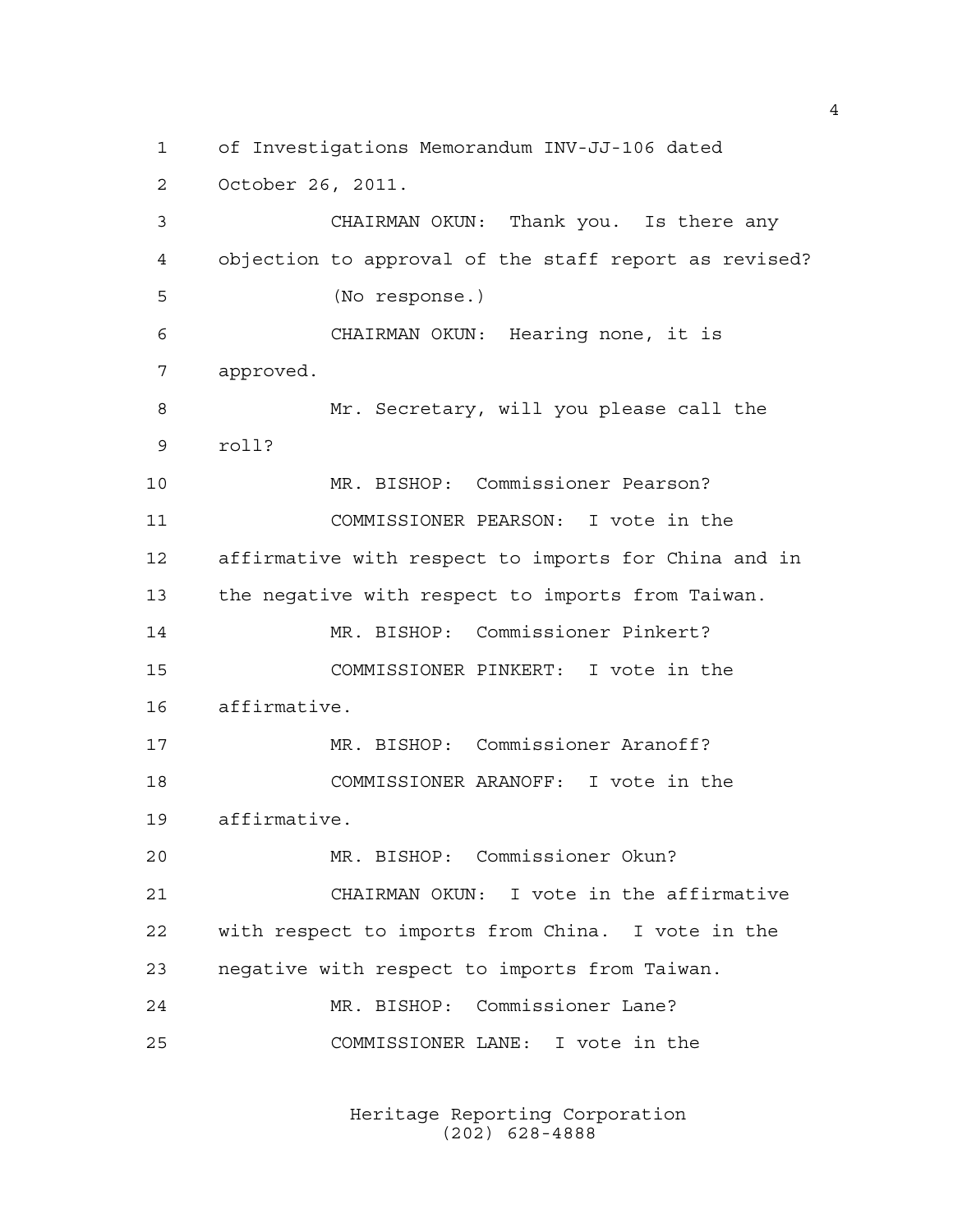of Investigations Memorandum INV-JJ-106 dated October 26, 2011.

CHAIRMAN OKUN: Thank you. Is there any objection to approval of the staff report as revised?

(No response.)

CHAIRMAN OKUN: Hearing none, it is approved.

Mr. Secretary, will you please call the roll?

MR. BISHOP: Commissioner Pearson?

COMMISSIONER PEARSON: I vote in the affirmative with respect to imports for China and in the negative with respect to imports from Taiwan.

MR. BISHOP: Commissioner Pinkert?

COMMISSIONER PINKERT: I vote in the affirmative.

MR. BISHOP: Commissioner Aranoff?

COMMISSIONER ARANOFF: I vote in the affirmative.

MR. BISHOP: Commissioner Okun?

CHAIRMAN OKUN: I vote in the affirmative with respect to imports from China. I vote in the negative with respect to imports from Taiwan.

MR. BISHOP: Commissioner Lane?

COMMISSIONER LANE: I vote in the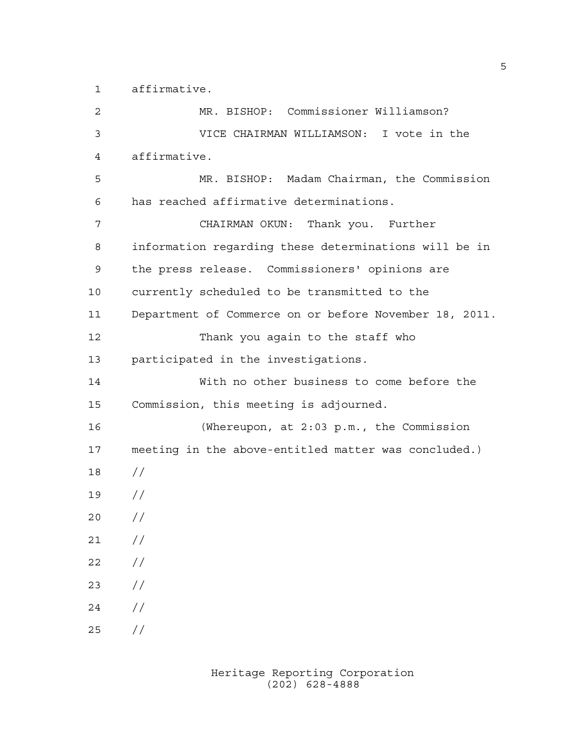affirmative.

MR. BISHOP: Commissioner Williamson?

VICE CHAIRMAN WILLIAMSON: I vote in the affirmative.

MR. BISHOP: Madam Chairman, the Commission has reached affirmative determinations.

CHAIRMAN OKUN: Thank you. Further information regarding these determinations will be in the press release. Commissioners' opinions are currently scheduled to be transmitted to the Department of Commerce on or before November 18, 2011.

Thank you again to the staff who participated in the investigations.

With no other business to come before the Commission, this meeting is adjourned.

(Whereupon, at 2:03 p.m., the Commission meeting in the above-entitled matter was concluded.)

//

//

//

//

//

//

//

//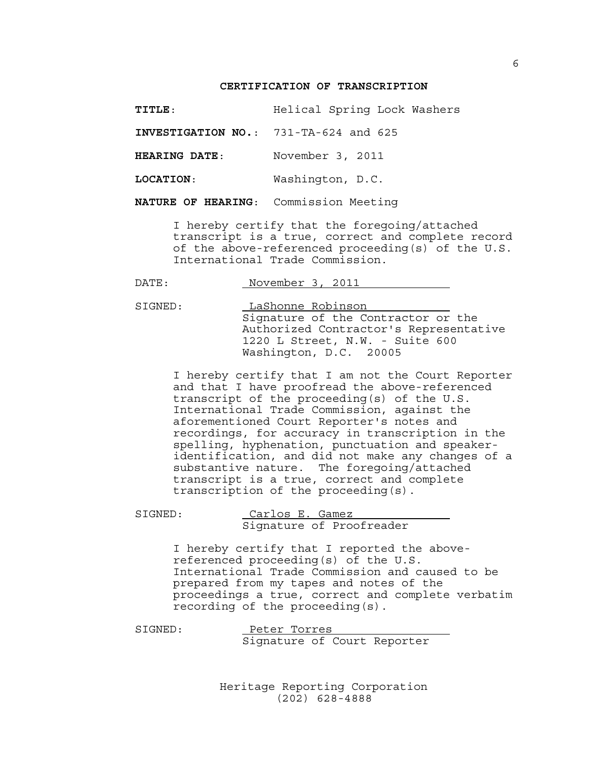**CERTIFICATION OF TRANSCRIPTION**

**TITLE**: Helical Spring Lock Washers

**INVESTIGATION NO.**: 731-TA-624 and 625

**HEARING DATE**: November 3, 2011

**LOCATION**: Washington, D.C.

**NATURE OF HEARING**: Commission Meeting

I hereby certify that the foregoing/attached transcript is a true, correct and complete record of the above-referenced proceeding(s) of the U.S. International Trade Commission.

DATE: November 3, 2011

SIGNED: LaShonne Robinson
Signature of the Contractor or the Authorized Contractor's Representative
1220 L Street, N.W. - Suite 600
Washington, D.C. 20005

I hereby certify that I am not the Court Reporter and that I have proofread the above-referenced transcript of the proceeding(s) of the U.S. International Trade Commission, against the aforementioned Court Reporter's notes and recordings, for accuracy in transcription in the spelling, hyphenation, punctuation and speaker-identification, and did not make any changes of a substantive nature. The foregoing/attached transcript is a true, correct and complete transcription of the proceeding(s).

SIGNED: Carlos E. Gamez
Signature of Proofreader

I hereby certify that I reported the above-referenced proceeding(s) of the U.S. International Trade Commission and caused to be prepared from my tapes and notes of the proceedings a true, correct and complete verbatim recording of the proceeding(s).

SIGNED: Peter Torres
Signature of Court Reporter